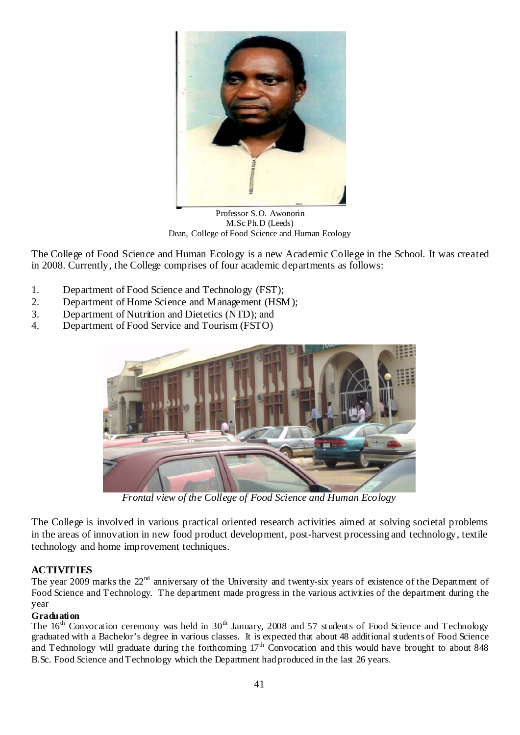Professor S.O. Awonorin
M.Sc Ph.D (Leeds)
Dean, College of Food Science and Human Ecology

The College of Food Science and Human Ecology is a new Academic College in the School. It was created in 2008. Currently, the College comprises of four academic departments as follows:

1. Department of Food Science and Technology (FST);
2. Department of Home Science and Management (HSM);
3. Department of Nutrition and Dietetics (NTD); and
4. Department of Food Service and Tourism (FSTO)

*Frontal view of the College of Food Science and Human Ecology*

The College is involved in various practical oriented research activities aimed at solving societal problems in the areas of innovation in new food product development, post-harvest processing and technology, textile technology and home improvement techniques.

## ACTIVITIES

The year 2009 marks the 22nd anniversary of the University and twenty-six years of existence of the Department of Food Science and Technology. The department made progress in the various activities of the department during the year

### Graduation

The 16th Convocation ceremony was held in 30th January, 2008 and 57 students of Food Science and Technology graduated with a Bachelor's degree in various classes. It is expected that about 48 additional students of Food Science and Technology will graduate during the forthcoming 17th Convocation and this would have brought to about 848 B.Sc. Food Science and Technology which the Department had produced in the last 26 years.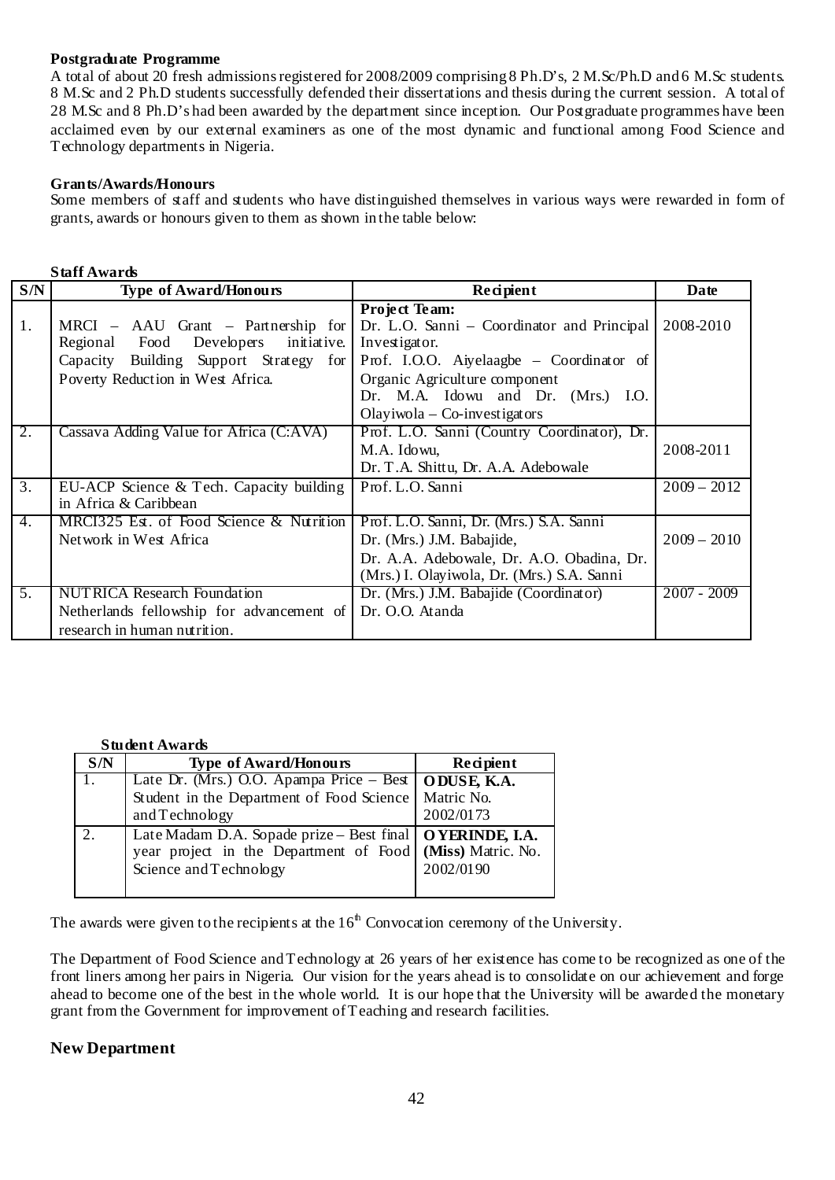**Postgraduate Programme**

A total of about 20 fresh admissions registered for 2008/2009 comprising 8 Ph.D's, 2 M.Sc/Ph.D and 6 M.Sc students. 8 M.Sc and 2 Ph.D students successfully defended their dissertations and thesis during the current session. A total of 28 M.Sc and 8 Ph.D's had been awarded by the department since inception. Our Postgraduate programmes have been acclaimed even by our external examiners as one of the most dynamic and functional among Food Science and Technology departments in Nigeria.

**Grants/Awards/Honours**

Some members of staff and students who have distinguished themselves in various ways were rewarded in form of grants, awards or honours given to them as shown in the table below:

**Staff Awards**

| S/N | Type of Award/Honours | Recipient | Date |
|---|---|---|---|
| 1. | MRCI – AAU Grant – Partnership for Regional Food Developers initiative. Capacity Building Support Strategy for Poverty Reduction in West Africa. | **Project Team:** Dr. L.O. Sanni – Coordinator and Principal Investigator. Prof. I.O.O. Aiyelaagbe – Coordinator of Organic Agriculture component Dr. M.A. Idowu and Dr. (Mrs.) I.O. Olayiwola – Co-investigators | 2008-2010 |
| 2. | Cassava Adding Value for Africa (C:AVA) | Prof. L.O. Sanni (Country Coordinator), Dr. M.A. Idowu, Dr. T.A. Shittu, Dr. A.A. Adebowale | 2008-2011 |
| 3. | EU-ACP Science & Tech. Capacity building in Africa & Caribbean | Prof. L.O. Sanni | 2009 – 2012 |
| 4. | MRCI325 Est. of Food Science & Nutrition Network in West Africa | Prof. L.O. Sanni, Dr. (Mrs.) S.A. Sanni Dr. (Mrs.) J.M. Babajide, Dr. A.A. Adebowale, Dr. A.O. Obadina, Dr. (Mrs.) I. Olayiwola, Dr. (Mrs.) S.A. Sanni | 2009 – 2010 |
| 5. | NUTRICA Research Foundation Netherlands fellowship for advancement of research in human nutrition. | Dr. (Mrs.) J.M. Babajide (Coordinator) Dr. O.O. Atanda | 2007 - 2009 |

**Student Awards**

| S/N | Type of Award/Honours | Recipient |
|---|---|---|
| 1. | Late Dr. (Mrs.) O.O. Apampa Price – Best Student in the Department of Food Science and Technology | **ODUSE, K.A.** Matric No. 2002/0173 |
| 2. | Late Madam D.A. Sopade prize – Best final year project in the Department of Food Science and Technology | **OYERINDE, I.A. (Miss)** Matric. No. 2002/0190 |

The awards were given to the recipients at the 16th Convocation ceremony of the University.

The Department of Food Science and Technology at 26 years of her existence has come to be recognized as one of the front liners among her pairs in Nigeria. Our vision for the years ahead is to consolidate on our achievement and forge ahead to become one of the best in the whole world. It is our hope that the University will be awarded the monetary grant from the Government for improvement of Teaching and research facilities.

## New Department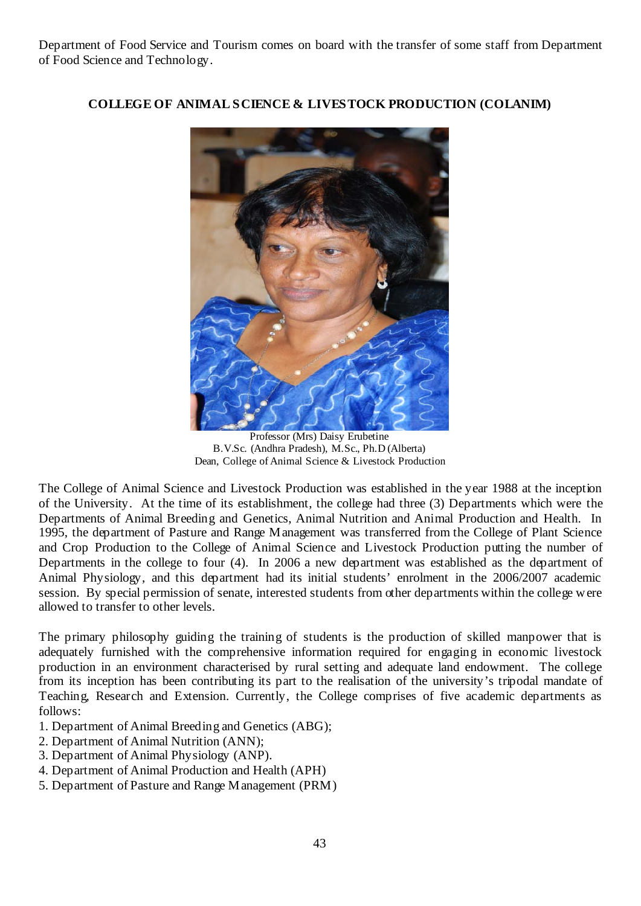Department of Food Service and Tourism comes on board with the transfer of some staff from Department of Food Science and Technology.

### COLLEGE OF ANIMAL SCIENCE & LIVESTOCK PRODUCTION (COLANIM)

Professor (Mrs) Daisy Erubetine
B.V.Sc. (Andhra Pradesh), M.Sc., Ph.D (Alberta)
Dean, College of Animal Science & Livestock Production

The College of Animal Science and Livestock Production was established in the year 1988 at the inception of the University. At the time of its establishment, the college had three (3) Departments which were the Departments of Animal Breeding and Genetics, Animal Nutrition and Animal Production and Health. In 1995, the department of Pasture and Range Management was transferred from the College of Plant Science and Crop Production to the College of Animal Science and Livestock Production putting the number of Departments in the college to four (4). In 2006 a new department was established as the department of Animal Physiology, and this department had its initial students' enrolment in the 2006/2007 academic session. By special permission of senate, interested students from other departments within the college were allowed to transfer to other levels.

The primary philosophy guiding the training of students is the production of skilled manpower that is adequately furnished with the comprehensive information required for engaging in economic livestock production in an environment characterised by rural setting and adequate land endowment. The college from its inception has been contributing its part to the realisation of the university's tripodal mandate of Teaching, Research and Extension. Currently, the College comprises of five academic departments as follows:

1. Department of Animal Breeding and Genetics (ABG);
2. Department of Animal Nutrition (ANN);
3. Department of Animal Physiology (ANP).
4. Department of Animal Production and Health (APH)
5. Department of Pasture and Range Management (PRM)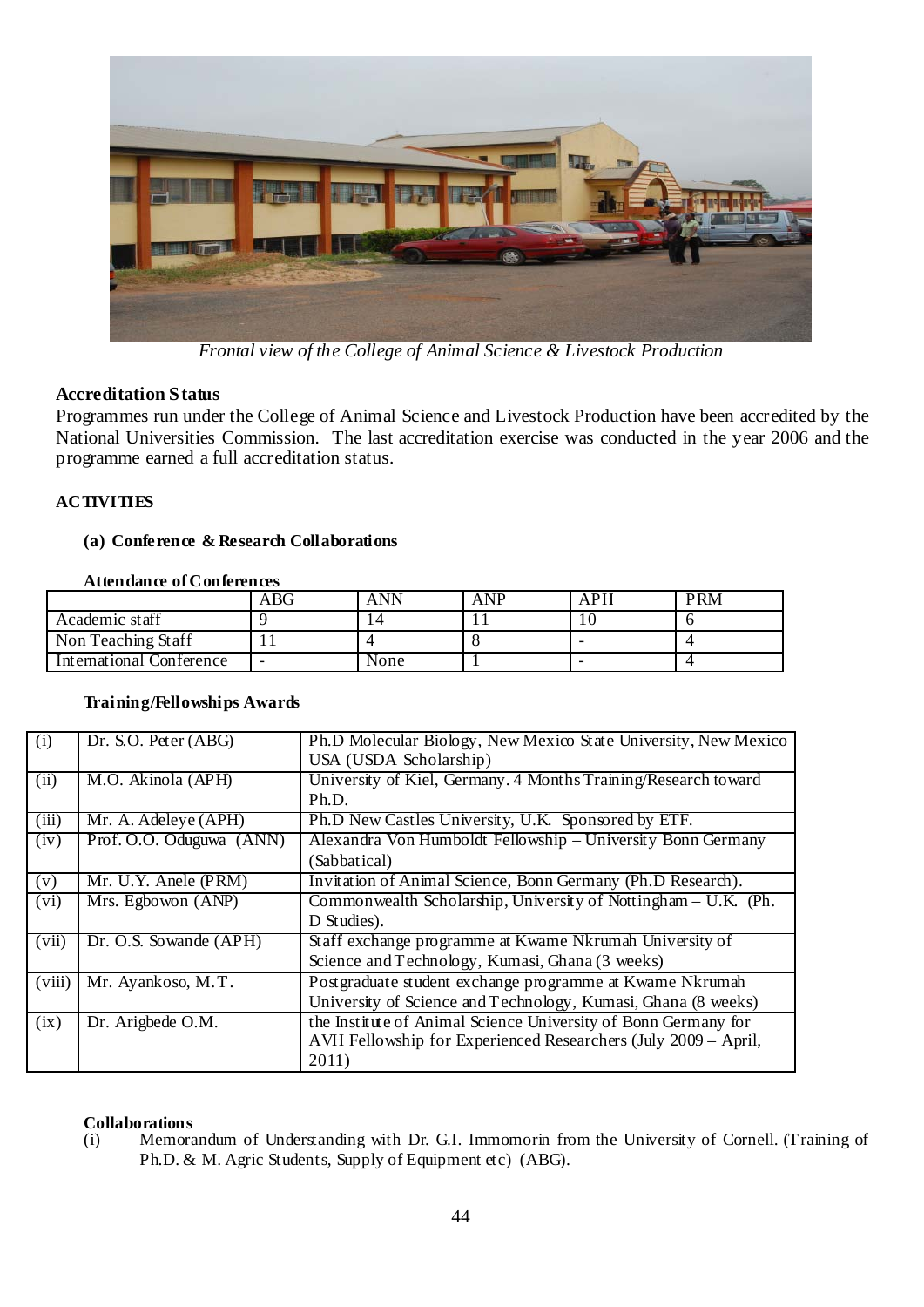*Frontal view of the College of Animal Science & Livestock Production*

## Accreditation Status

Programmes run under the College of Animal Science and Livestock Production have been accredited by the National Universities Commission. The last accreditation exercise was conducted in the year 2006 and the programme earned a full accreditation status.

## ACTIVITIES

### (a) Conference & Research Collaborations

**Attendance of Conferences**

| | ABG | ANN | ANP | APH | PRM |
|---|---|---|---|---|---|
| Academic staff | 9 | 14 | 11 | 10 | 6 |
| Non Teaching Staff | 11 | 4 | 8 | - | 4 |
| International Conference | - | None | 1 | - | 4 |

**Training/Fellowships Awards**

| | | |
|---|---|---|
| (i) | Dr. S.O. Peter (ABG) | Ph.D Molecular Biology, New Mexico State University, New Mexico USA (USDA Scholarship) |
| (ii) | M.O. Akinola (APH) | University of Kiel, Germany. 4 Months Training/Research toward Ph.D. |
| (iii) | Mr. A. Adeleye (APH) | Ph.D New Castles University, U.K. Sponsored by ETF. |
| (iv) | Prof. O.O. Oduguwa (ANN) | Alexandra Von Humboldt Fellowship – University Bonn Germany (Sabbatical) |
| (v) | Mr. U.Y. Anele (PRM) | Invitation of Animal Science, Bonn Germany (Ph.D Research). |
| (vi) | Mrs. Egbowon (ANP) | Commonwealth Scholarship, University of Nottingham – U.K. (Ph. D Studies). |
| (vii) | Dr. O.S. Sowande (APH) | Staff exchange programme at Kwame Nkrumah University of Science and Technology, Kumasi, Ghana (3 weeks) |
| (viii) | Mr. Ayankoso, M.T. | Postgraduate student exchange programme at Kwame Nkrumah University of Science and Technology, Kumasi, Ghana (8 weeks) |
| (ix) | Dr. Arigbede O.M. | the Institute of Animal Science University of Bonn Germany for AVH Fellowship for Experienced Researchers (July 2009 – April, 2011) |

**Collaborations**

(i) Memorandum of Understanding with Dr. G.I. Immomorin from the University of Cornell. (Training of Ph.D. & M. Agric Students, Supply of Equipment etc) (ABG).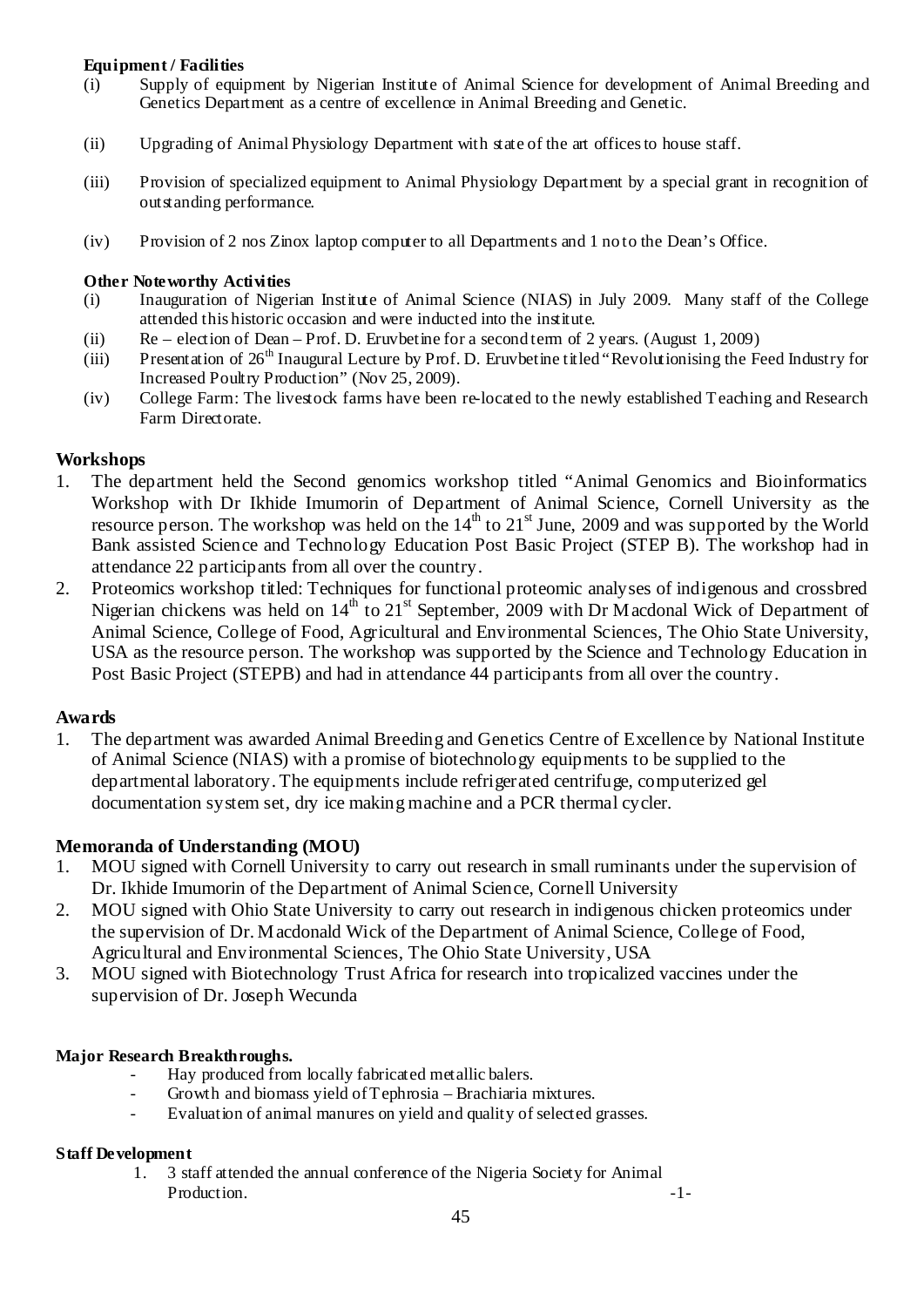**Equipment / Facilities**

(i) Supply of equipment by Nigerian Institute of Animal Science for development of Animal Breeding and Genetics Department as a centre of excellence in Animal Breeding and Genetic.

(ii) Upgrading of Animal Physiology Department with state of the art offices to house staff.

(iii) Provision of specialized equipment to Animal Physiology Department by a special grant in recognition of outstanding performance.

(iv) Provision of 2 nos Zinox laptop computer to all Departments and 1 no to the Dean's Office.

**Other Noteworthy Activities**

(i) Inauguration of Nigerian Institute of Animal Science (NIAS) in July 2009. Many staff of the College attended this historic occasion and were inducted into the institute.
(ii) Re – election of Dean – Prof. D. Eruvbetine for a second term of 2 years. (August 1, 2009)
(iii) Presentation of 26th Inaugural Lecture by Prof. D. Eruvbetine titled "Revolutionising the Feed Industry for Increased Poultry Production" (Nov 25, 2009).
(iv) College Farm: The livestock farms have been re-located to the newly established Teaching and Research Farm Directorate.

## Workshops

1. The department held the Second genomics workshop titled "Animal Genomics and Bioinformatics Workshop with Dr Ikhide Imumorin of Department of Animal Science, Cornell University as the resource person. The workshop was held on the 14th to 21st June, 2009 and was supported by the World Bank assisted Science and Technology Education Post Basic Project (STEP B). The workshop had in attendance 22 participants from all over the country.
2. Proteomics workshop titled: Techniques for functional proteomic analyses of indigenous and crossbred Nigerian chickens was held on 14th to 21st September, 2009 with Dr Macdonal Wick of Department of Animal Science, College of Food, Agricultural and Environmental Sciences, The Ohio State University, USA as the resource person. The workshop was supported by the Science and Technology Education in Post Basic Project (STEPB) and had in attendance 44 participants from all over the country.

## Awards

1. The department was awarded Animal Breeding and Genetics Centre of Excellence by National Institute of Animal Science (NIAS) with a promise of biotechnology equipments to be supplied to the departmental laboratory. The equipments include refrigerated centrifuge, computerized gel documentation system set, dry ice making machine and a PCR thermal cycler.

## Memoranda of Understanding (MOU)

1. MOU signed with Cornell University to carry out research in small ruminants under the supervision of Dr. Ikhide Imumorin of the Department of Animal Science, Cornell University
2. MOU signed with Ohio State University to carry out research in indigenous chicken proteomics under the supervision of Dr. Macdonald Wick of the Department of Animal Science, College of Food, Agricultural and Environmental Sciences, The Ohio State University, USA
3. MOU signed with Biotechnology Trust Africa for research into tropicalized vaccines under the supervision of Dr. Joseph Wecunda

**Major Research Breakthroughs.**

- Hay produced from locally fabricated metallic balers.
- Growth and biomass yield of Tephrosia – Brachiaria mixtures.
- Evaluation of animal manures on yield and quality of selected grasses.

**Staff Development**

1. 3 staff attended the annual conference of the Nigeria Society for Animal Production.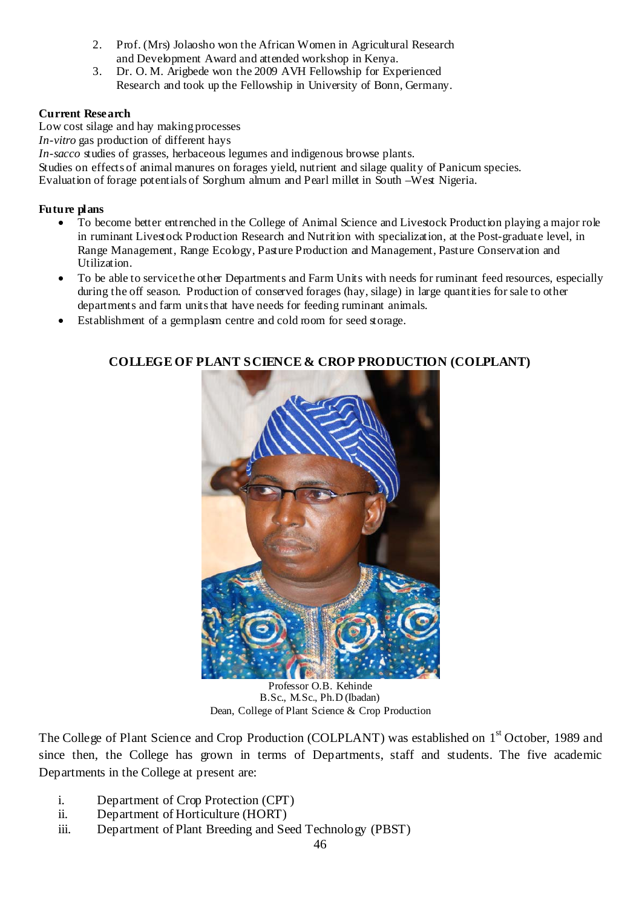2. Prof. (Mrs) Jolaosho won the African Women in Agricultural Research and Development Award and attended workshop in Kenya.
3. Dr. O. M. Arigbede won the 2009 AVH Fellowship for Experienced Research and took up the Fellowship in University of Bonn, Germany.

**Current Research**

Low cost silage and hay making processes

*In-vitro* gas production of different hays

*In-sacco* studies of grasses, herbaceous legumes and indigenous browse plants.

Studies on effects of animal manures on forages yield, nutrient and silage quality of Panicum species.

Evaluation of forage potentials of Sorghum almum and Pearl millet in South –West Nigeria.

**Future plans**

- To become better entrenched in the College of Animal Science and Livestock Production playing a major role in ruminant Livestock Production Research and Nutrition with specialization, at the Post-graduate level, in Range Management, Range Ecology, Pasture Production and Management, Pasture Conservation and Utilization.
- To be able to service the other Departments and Farm Units with needs for ruminant feed resources, especially during the off season. Production of conserved forages (hay, silage) in large quantities for sale to other departments and farm units that have needs for feeding ruminant animals.
- Establishment of a germplasm centre and cold room for seed storage.

## COLLEGE OF PLANT SCIENCE & CROP PRODUCTION (COLPLANT)

Professor O.B. Kehinde
B.Sc., M.Sc., Ph.D (Ibadan)
Dean, College of Plant Science & Crop Production

The College of Plant Science and Crop Production (COLPLANT) was established on 1st October, 1989 and since then, the College has grown in terms of Departments, staff and students. The five academic Departments in the College at present are:

i. Department of Crop Protection (CPT)
ii. Department of Horticulture (HORT)
iii. Department of Plant Breeding and Seed Technology (PBST)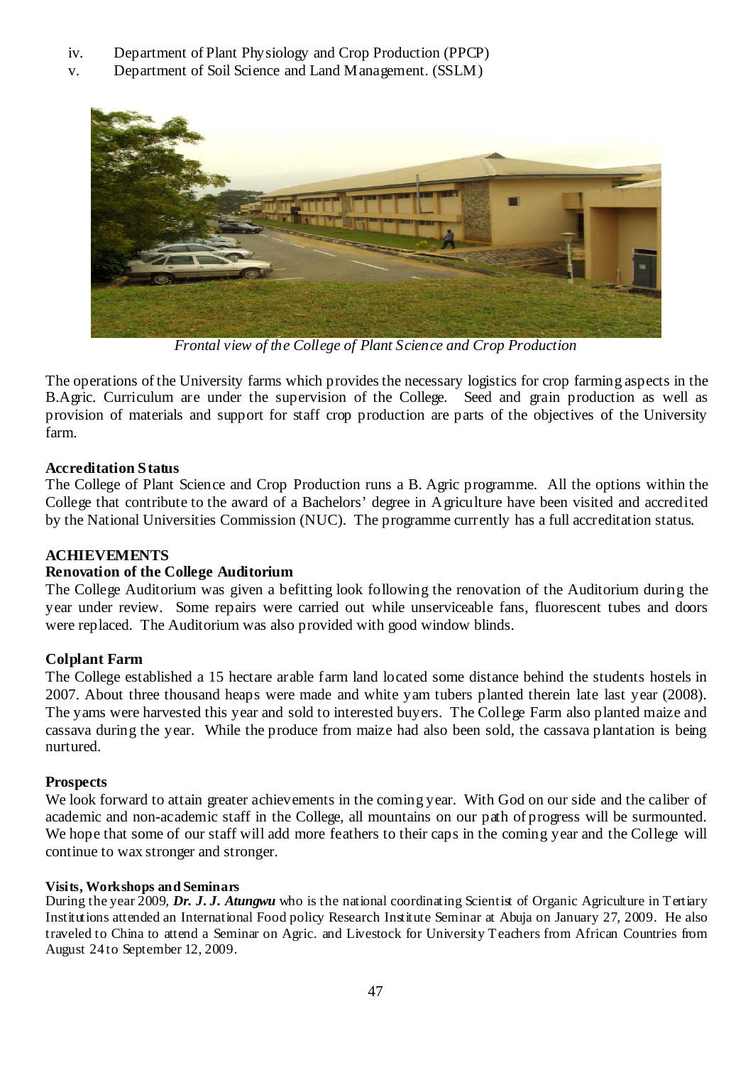iv. Department of Plant Physiology and Crop Production (PPCP)
v. Department of Soil Science and Land Management. (SSLM)

*Frontal view of the College of Plant Science and Crop Production*

The operations of the University farms which provides the necessary logistics for crop farming aspects in the B.Agric. Curriculum are under the supervision of the College. Seed and grain production as well as provision of materials and support for staff crop production are parts of the objectives of the University farm.

**Accreditation Status**

The College of Plant Science and Crop Production runs a B. Agric programme. All the options within the College that contribute to the award of a Bachelors' degree in Agriculture have been visited and accredited by the National Universities Commission (NUC). The programme currently has a full accreditation status.

**ACHIEVEMENTS**

**Renovation of the College Auditorium**

The College Auditorium was given a befitting look following the renovation of the Auditorium during the year under review. Some repairs were carried out while unserviceable fans, fluorescent tubes and doors were replaced. The Auditorium was also provided with good window blinds.

**Colplant Farm**

The College established a 15 hectare arable farm land located some distance behind the students hostels in 2007. About three thousand heaps were made and white yam tubers planted therein late last year (2008). The yams were harvested this year and sold to interested buyers. The College Farm also planted maize and cassava during the year. While the produce from maize had also been sold, the cassava plantation is being nurtured.

**Prospects**

We look forward to attain greater achievements in the coming year. With God on our side and the caliber of academic and non-academic staff in the College, all mountains on our path of progress will be surmounted. We hope that some of our staff will add more feathers to their caps in the coming year and the College will continue to wax stronger and stronger.

**Visits, Workshops and Seminars**

During the year 2009, ***Dr. J. J. Atungwu*** who is the national coordinating Scientist of Organic Agriculture in Tertiary Institutions attended an International Food policy Research Institute Seminar at Abuja on January 27, 2009. He also traveled to China to attend a Seminar on Agric. and Livestock for University Teachers from African Countries from August 24 to September 12, 2009.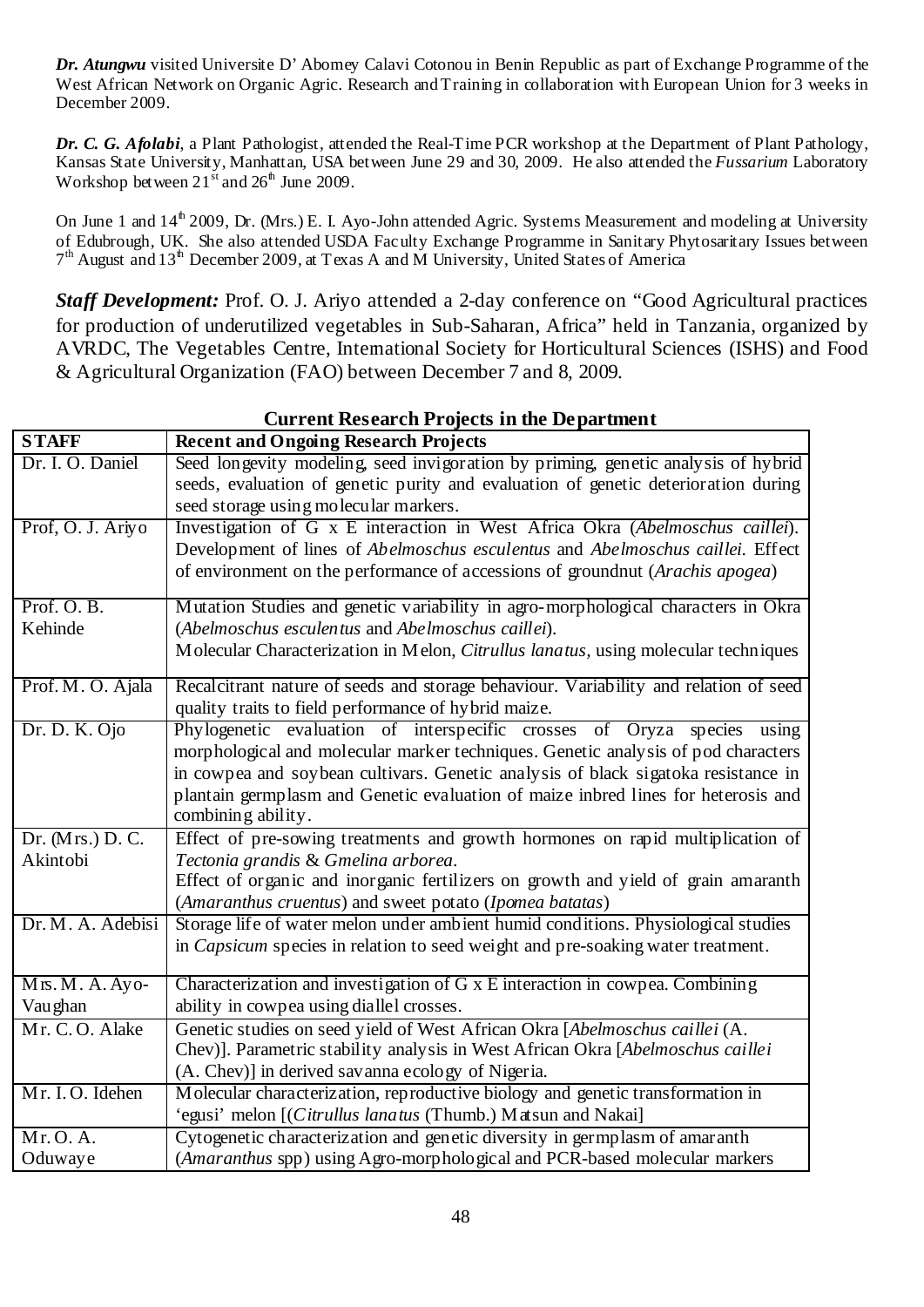***Dr. Atungwu*** visited Universite D' Abomey Calavi Cotonou in Benin Republic as part of Exchange Programme of the West African Network on Organic Agric. Research and Training in collaboration with European Union for 3 weeks in December 2009.

***Dr. C. G. Afolabi***, a Plant Pathologist, attended the Real-Time PCR workshop at the Department of Plant Pathology, Kansas State University, Manhattan, USA between June 29 and 30, 2009. He also attended the *Fussarium* Laboratory Workshop between 21st and 26th June 2009.

On June 1 and 14th 2009, Dr. (Mrs.) E. I. Ayo-John attended Agric. Systems Measurement and modeling at University of Edubrough, UK. She also attended USDA Faculty Exchange Programme in Sanitary Phytosaritary Issues between 7th August and 13th December 2009, at Texas A and M University, United States of America

***Staff Development:*** Prof. O. J. Ariyo attended a 2-day conference on "Good Agricultural practices for production of underutilized vegetables in Sub-Saharan, Africa" held in Tanzania, organized by AVRDC, The Vegetables Centre, International Society for Horticultural Sciences (ISHS) and Food & Agricultural Organization (FAO) between December 7 and 8, 2009.

## Current Research Projects in the Department

| STAFF | Recent and Ongoing Research Projects |
|---|---|
| Dr. I. O. Daniel | Seed longevity modeling, seed invigoration by priming, genetic analysis of hybrid seeds, evaluation of genetic purity and evaluation of genetic deterioration during seed storage using molecular markers. |
| Prof, O. J. Ariyo | Investigation of G x E interaction in West Africa Okra (*Abelmoschus caillei*). Development of lines of *Abelmoschus esculentus* and *Abelmoschus caillei.* Effect of environment on the performance of accessions of groundnut (*Arachis apogea*) |
| Prof. O. B. Kehinde | Mutation Studies and genetic variability in agro-morphological characters in Okra (*Abelmoschus esculentus* and *Abelmoschus caillei*). Molecular Characterization in Melon, *Citrullus lanatus*, using molecular techniques |
| Prof. M. O. Ajala | Recalcitrant nature of seeds and storage behaviour. Variability and relation of seed quality traits to field performance of hybrid maize. |
| Dr. D. K. Ojo | Phylogenetic evaluation of interspecific crosses of Oryza species using morphological and molecular marker techniques. Genetic analysis of pod characters in cowpea and soybean cultivars. Genetic analysis of black sigatoka resistance in plantain germplasm and Genetic evaluation of maize inbred lines for heterosis and combining ability. |
| Dr. (Mrs.) D. C. Akintobi | Effect of pre-sowing treatments and growth hormones on rapid multiplication of *Tectonia grandis* & *Gmelina arborea*. Effect of organic and inorganic fertilizers on growth and yield of grain amaranth (*Amaranthus cruentus*) and sweet potato (*Ipomea batatas*) |
| Dr. M. A. Adebisi | Storage life of water melon under ambient humid conditions. Physiological studies in *Capsicum* species in relation to seed weight and pre-soaking water treatment. |
| Mrs. M. A. Ayo-Vaughan | Characterization and investigation of G x E interaction in cowpea. Combining ability in cowpea using diallel crosses. |
| Mr. C. O. Alake | Genetic studies on seed yield of West African Okra [*Abelmoschus caillei* (A. Chev)]. Parametric stability analysis in West African Okra [*Abelmoschus caillei* (A. Chev)] in derived savanna ecology of Nigeria. |
| Mr. I. O. Idehen | Molecular characterization, reproductive biology and genetic transformation in 'egusi' melon [(*Citrullus lanatus* (Thumb.) Matsun and Nakai] |
| Mr. O. A. Oduwaye | Cytogenetic characterization and genetic diversity in germplasm of amaranth (*Amaranthus* spp) using Agro-morphological and PCR-based molecular markers |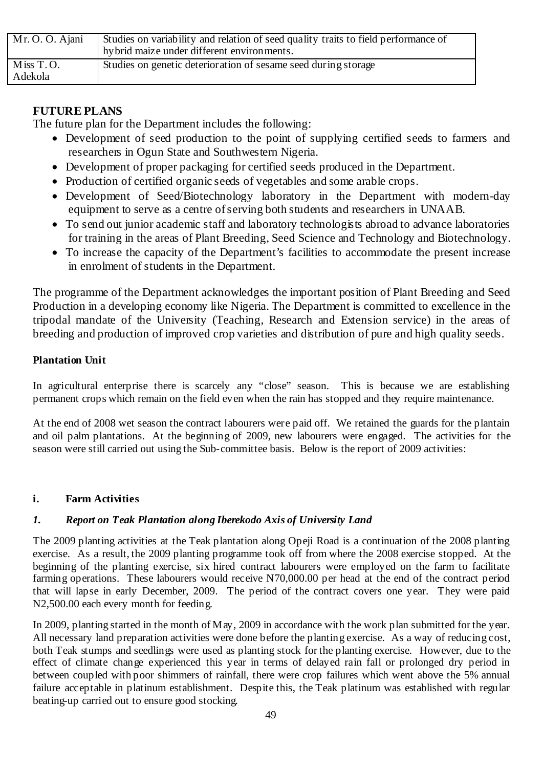| Mr. O. O. Ajani | Studies on variability and relation of seed quality traits to field performance of hybrid maize under different environments. |
| --- | --- |
| Miss T. O. Adekola | Studies on genetic deterioration of sesame seed during storage |

## FUTURE PLANS

The future plan for the Department includes the following:

- Development of seed production to the point of supplying certified seeds to farmers and researchers in Ogun State and Southwestern Nigeria.
- Development of proper packaging for certified seeds produced in the Department.
- Production of certified organic seeds of vegetables and some arable crops.
- Development of Seed/Biotechnology laboratory in the Department with modern-day equipment to serve as a centre of serving both students and researchers in UNAAB.
- To send out junior academic staff and laboratory technologists abroad to advance laboratories for training in the areas of Plant Breeding, Seed Science and Technology and Biotechnology.
- To increase the capacity of the Department's facilities to accommodate the present increase in enrolment of students in the Department.

The programme of the Department acknowledges the important position of Plant Breeding and Seed Production in a developing economy like Nigeria. The Department is committed to excellence in the tripodal mandate of the University (Teaching, Research and Extension service) in the areas of breeding and production of improved crop varieties and distribution of pure and high quality seeds.

### Plantation Unit

In agricultural enterprise there is scarcely any "close" season. This is because we are establishing permanent crops which remain on the field even when the rain has stopped and they require maintenance.

At the end of 2008 wet season the contract labourers were paid off. We retained the guards for the plantain and oil palm plantations. At the beginning of 2009, new labourers were engaged. The activities for the season were still carried out using the Sub-committee basis. Below is the report of 2009 activities:

#### i. Farm Activities

#### *1. Report on Teak Plantation along Iberekodo Axis of University Land*

The 2009 planting activities at the Teak plantation along Opeji Road is a continuation of the 2008 planting exercise. As a result, the 2009 planting programme took off from where the 2008 exercise stopped. At the beginning of the planting exercise, six hired contract labourers were employed on the farm to facilitate farming operations. These labourers would receive N70,000.00 per head at the end of the contract period that will lapse in early December, 2009. The period of the contract covers one year. They were paid N2,500.00 each every month for feeding.

In 2009, planting started in the month of May, 2009 in accordance with the work plan submitted for the year. All necessary land preparation activities were done before the planting exercise. As a way of reducing cost, both Teak stumps and seedlings were used as planting stock for the planting exercise. However, due to the effect of climate change experienced this year in terms of delayed rain fall or prolonged dry period in between coupled with poor shimmers of rainfall, there were crop failures which went above the 5% annual failure acceptable in platinum establishment. Despite this, the Teak platinum was established with regular beating-up carried out to ensure good stocking.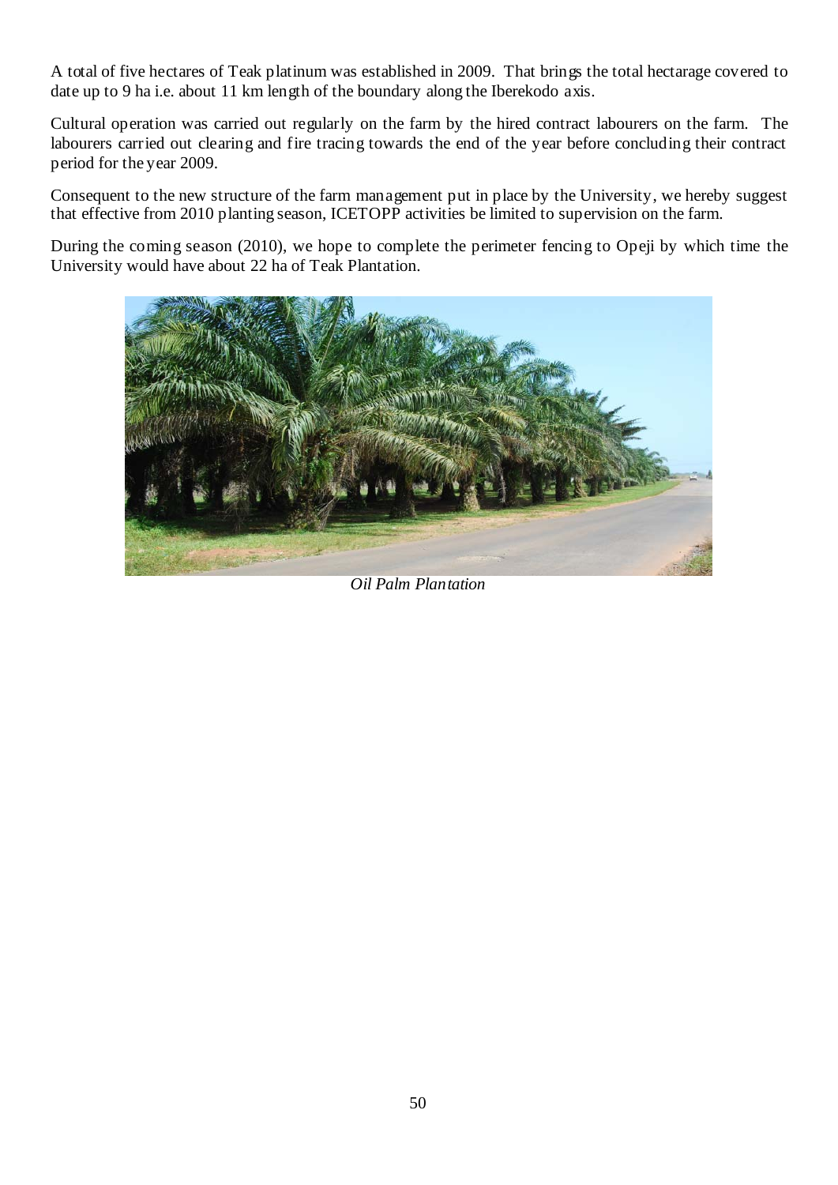A total of five hectares of Teak platinum was established in 2009. That brings the total hectarage covered to date up to 9 ha i.e. about 11 km length of the boundary along the Iberekodo axis.

Cultural operation was carried out regularly on the farm by the hired contract labourers on the farm. The labourers carried out clearing and fire tracing towards the end of the year before concluding their contract period for the year 2009.

Consequent to the new structure of the farm management put in place by the University, we hereby suggest that effective from 2010 planting season, ICETOPP activities be limited to supervision on the farm.

During the coming season (2010), we hope to complete the perimeter fencing to Opeji by which time the University would have about 22 ha of Teak Plantation.

*Oil Palm Plantation*